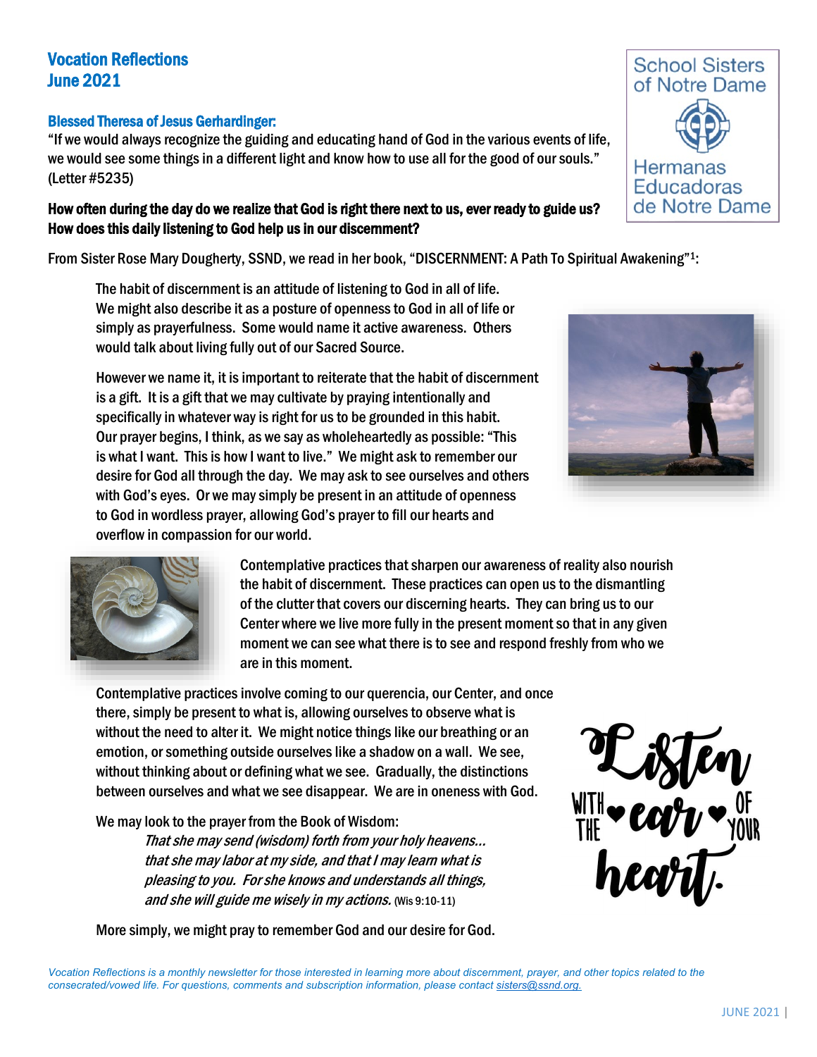# Vocation Reflections
## June 2021

School Sisters of Notre Dame
Hermanas Educadoras de Notre Dame

### Blessed Theresa of Jesus Gerhardinger:

"If we would always recognize the guiding and educating hand of God in the various events of life, we would see some things in a different light and know how to use all for the good of our souls." (Letter #5235)

**How often during the day do we realize that God is right there next to us, ever ready to guide us? How does this daily listening to God help us in our discernment?**

From Sister Rose Mary Dougherty, SSND, we read in her book, "DISCERNMENT: A Path To Spiritual Awakening"[1]:

> The habit of discernment is an attitude of listening to God in all of life. We might also describe it as a posture of openness to God in all of life or simply as prayerfulness. Some would name it active awareness. Others would talk about living fully out of our Sacred Source.
>
> However we name it, it is important to reiterate that the habit of discernment is a gift. It is a gift that we may cultivate by praying intentionally and specifically in whatever way is right for us to be grounded in this habit. Our prayer begins, I think, as we say as wholeheartedly as possible: "This is what I want. This is how I want to live." We might ask to remember our desire for God all through the day. We may ask to see ourselves and others with God's eyes. Or we may simply be present in an attitude of openness to God in wordless prayer, allowing God's prayer to fill our hearts and overflow in compassion for our world.
>
> Contemplative practices that sharpen our awareness of reality also nourish the habit of discernment. These practices can open us to the dismantling of the clutter that covers our discerning hearts. They can bring us to our Center where we live more fully in the present moment so that in any given moment we can see what there is to see and respond freshly from who we are in this moment.
>
> Contemplative practices involve coming to our querencia, our Center, and once there, simply be present to what is, allowing ourselves to observe what is without the need to alter it. We might notice things like our breathing or an emotion, or something outside ourselves like a shadow on a wall. We see, without thinking about or defining what we see. Gradually, the distinctions between ourselves and what we see disappear. We are in oneness with God.
>
> We may look to the prayer from the Book of Wisdom:
>
> *That she may send (wisdom) forth from your holy heavens...*
> *that she may labor at my side, and that I may learn what is*
> *pleasing to you. For she knows and understands all things,*
> *and she will guide me wisely in my actions.* (Wis 9:10-11)
>
> More simply, we might pray to remember God and our desire for God.

Listen with the ear of your heart.

*Vocation Reflections is a monthly newsletter for those interested in learning more about discernment, prayer, and other topics related to the consecrated/vowed life. For questions, comments and subscription information, please contact sisters@ssnd.org.*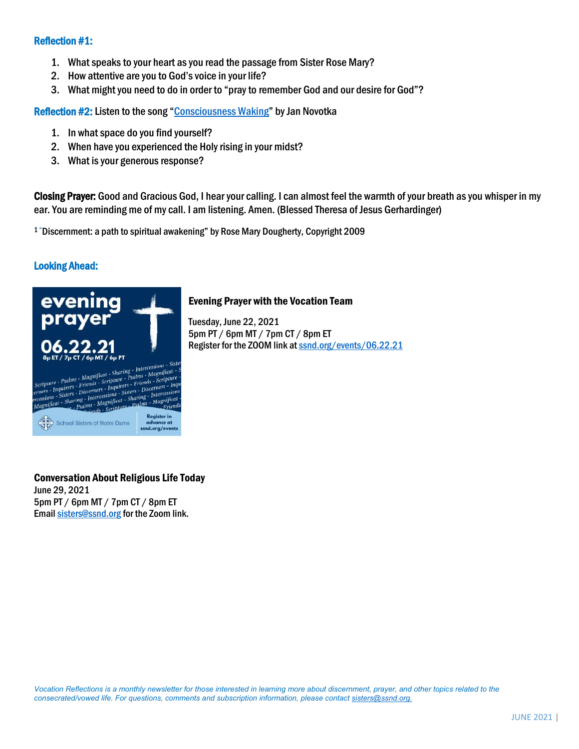### Reflection #1:

1. What speaks to your heart as you read the passage from Sister Rose Mary?
2. How attentive are you to God's voice in your life?
3. What might you need to do in order to "pray to remember God and our desire for God"?

**Reflection #2:** Listen to the song "[Consciousness Waking]" by Jan Novotka

1. In what space do you find yourself?
2. When have you experienced the Holy rising in your midst?
3. What is your generous response?

**Closing Prayer:** Good and Gracious God, I hear your calling. I can almost feel the warmth of your breath as you whisper in my ear. You are reminding me of my call. I am listening. Amen. (Blessed Theresa of Jesus Gerhardinger)

[1] "Discernment: a path to spiritual awakening" by Rose Mary Dougherty, Copyright 2009

### Looking Ahead:

evening prayer

06.22.21

8p ET / 7p CT / 6p MT / 6p PT

Scripture - Psalms - Magnificat - Sharing - Intercessions - Sisters - Inquirers - Friends - Discerners

School Sisters of Notre Dame

Register in advance at ssnd.org/events

**Evening Prayer with the Vocation Team**

Tuesday, June 22, 2021
5pm PT / 6pm MT / 7pm CT / 8pm ET
Register for the ZOOM link at ssnd.org/events/06.22.21

**Conversation About Religious Life Today**
June 29, 2021
5pm PT / 6pm MT / 7pm CT / 8pm ET
Email sisters@ssnd.org for the Zoom link.

*Vocation Reflections is a monthly newsletter for those interested in learning more about discernment, prayer, and other topics related to the consecrated/vowed life. For questions, comments and subscription information, please contact sisters@ssnd.org.*